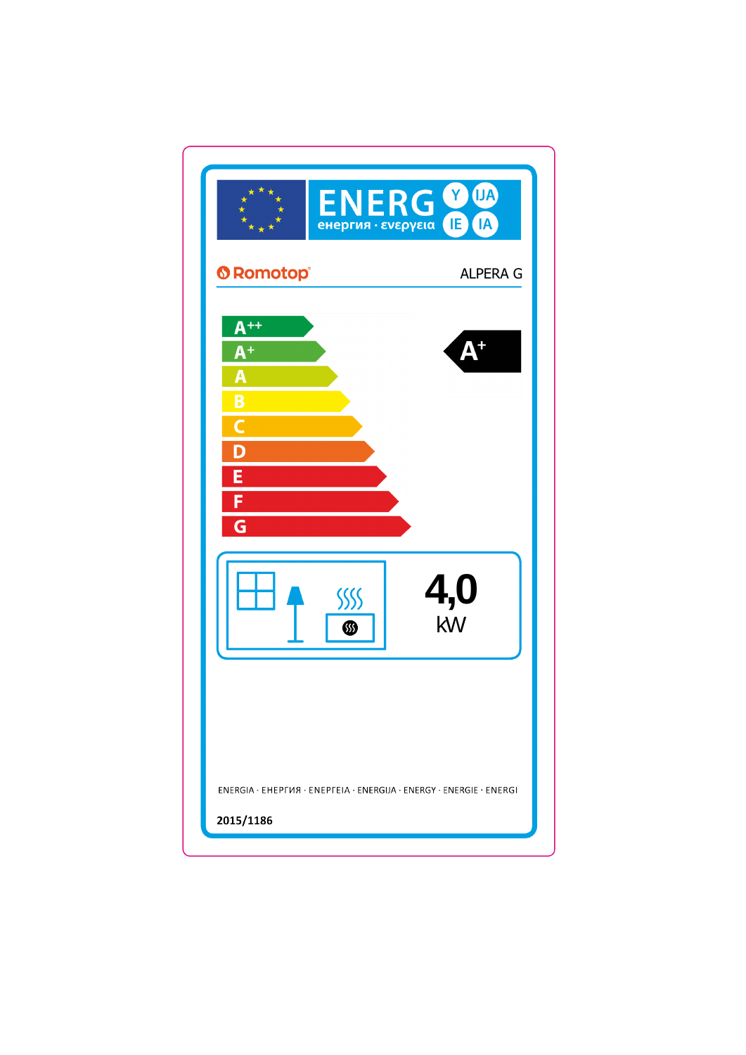ENERG енергия · ενεργεια Y IJA IE IA

Romotop ALPERA G

A++
A+
A
B
C
D
E
F
G

A+

4,0 kW

ENERGIA · ЕНЕРГИЯ · ΕΝΕΡΓΕΙΑ · ENERGIJA · ENERGY · ENERGIE · ENERGI

2015/1186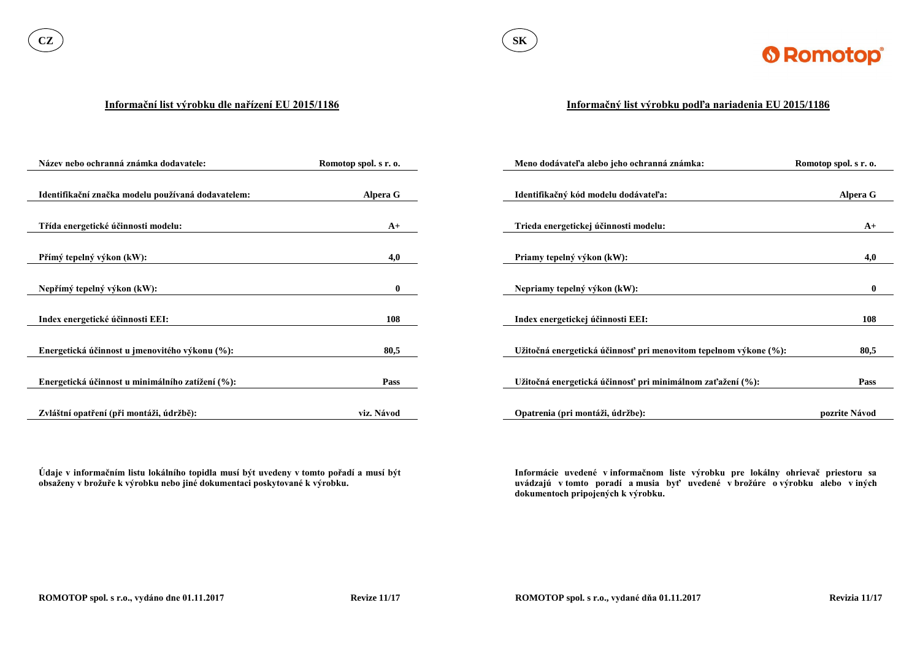CZ

## Informační list výrobku dle nařízení EU 2015/1186

| Název nebo ochranná známka dodavatele: | Romotop spol. s r. o. |
|---|---|
| Identifikační značka modelu používaná dodavatelem: | Alpera G |
| Třída energetické účinnosti modelu: | A+ |
| Přímý tepelný výkon (kW): | 4,0 |
| Nepřímý tepelný výkon (kW): | 0 |
| Index energetické účinnosti EEI: | 108 |
| Energetická účinnost u jmenovitého výkonu (%): | 80,5 |
| Energetická účinnost u minimálního zatížení (%): | Pass |
| Zvláštní opatření (při montáži, údržbě): | viz. Návod |

**Údaje v informačním listu lokálního topidla musí být uvedeny v tomto pořadí a musí být obsaženy v brožuře k výrobku nebo jiné dokumentaci poskytované k výrobku.**

**ROMOTOP spol. s r.o., vydáno dne 01.11.2017** **Revize 11/17**

SK

## Informačný list výrobku podľa nariadenia EU 2015/1186

| Meno dodávateľa alebo jeho ochranná známka: | Romotop spol. s r. o. |
|---|---|
| Identifikačný kód modelu dodávateľa: | Alpera G |
| Trieda energetickej účinnosti modelu: | A+ |
| Priamy tepelný výkon (kW): | 4,0 |
| Nepriamy tepelný výkon (kW): | 0 |
| Index energetickej účinnosti EEI: | 108 |
| Užitočná energetická účinnosť pri menovitom tepelnom výkone (%): | 80,5 |
| Užitočná energetická účinnosť pri minimálnom zaťažení (%): | Pass |
| Opatrenia (pri montáži, údržbe): | pozrite Návod |

**Informácie uvedené v informačnom liste výrobku pre lokálny ohrievač priestoru sa uvádzajú v tomto poradí a musia byť uvedené v brožúre o výrobku alebo v iných dokumentoch pripojených k výrobku.**

**ROMOTOP spol. s r.o., vydané dňa 01.11.2017** **Revizia 11/17**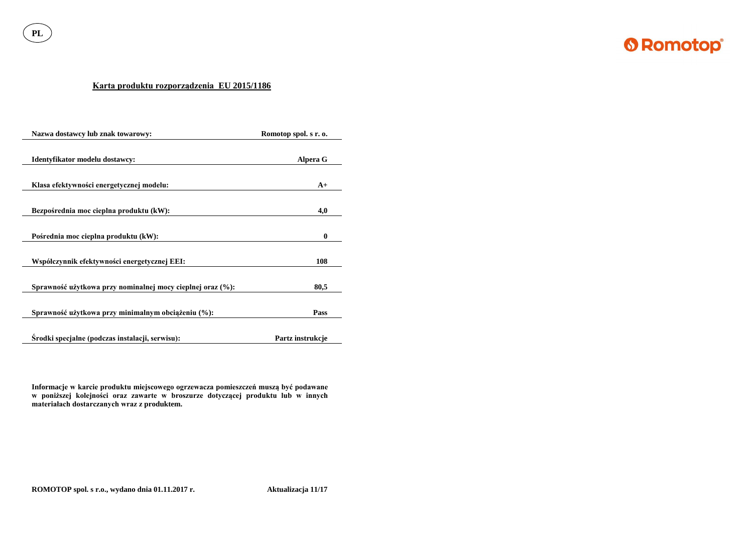PL

Romotop

## Karta produktu rozporządzenia EU 2015/1186

| | |
|---|---|
| **Nazwa dostawcy lub znak towarowy:** | **Romotop spol. s r. o.** |
| **Identyfikator modelu dostawcy:** | **Alpera G** |
| **Klasa efektywności energetycznej modelu:** | **A+** |
| **Bezpośrednia moc cieplna produktu (kW):** | **4,0** |
| **Pośrednia moc cieplna produktu (kW):** | **0** |
| **Współczynnik efektywności energetycznej EEI:** | **108** |
| **Sprawność użytkowa przy nominalnej mocy cieplnej oraz (%):** | **80,5** |
| **Sprawność użytkowa przy minimalnym obciążeniu (%):** | **Pass** |
| **Środki specjalne (podczas instalacji, serwisu):** | **Partz instrukcje** |

**Informacje w karcie produktu miejscowego ogrzewacza pomieszczeń muszą być podawane w poniższej kolejności oraz zawarte w broszurze dotyczącej produktu lub w innych materiałach dostarczanych wraz z produktem.**

**ROMOTOP spol. s r.o., wydano dnia 01.11.2017 r.** **Aktualizacja 11/17**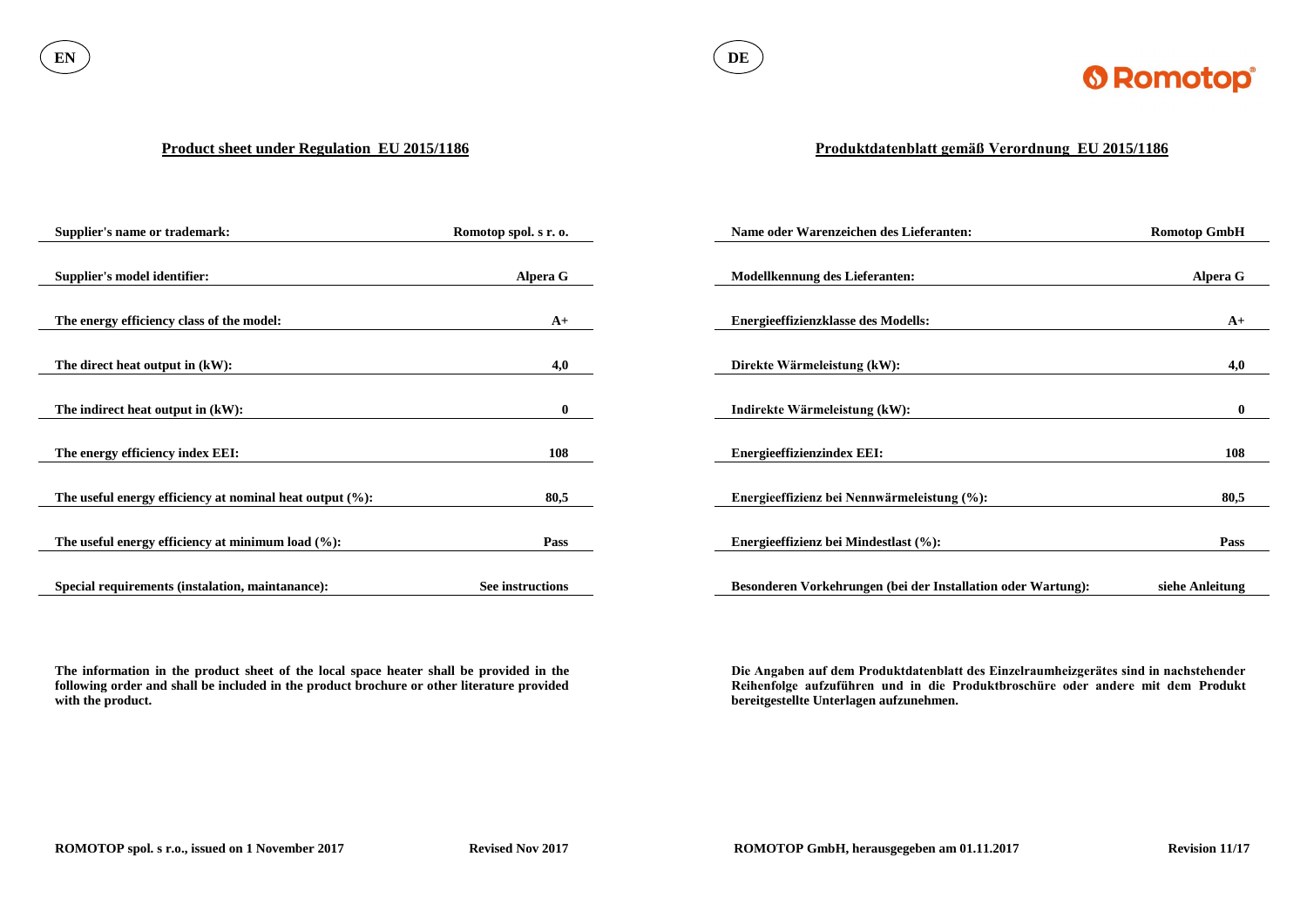EN

## Product sheet under Regulation EU 2015/1186

| | |
|---|---|
| **Supplier's name or trademark:** | **Romotop spol. s r. o.** |
| **Supplier's model identifier:** | **Alpera G** |
| **The energy efficiency class of the model:** | **A+** |
| **The direct heat output in (kW):** | **4,0** |
| **The indirect heat output in (kW):** | **0** |
| **The energy efficiency index EEI:** | **108** |
| **The useful energy efficiency at nominal heat output (%):** | **80,5** |
| **The useful energy efficiency at minimum load (%):** | **Pass** |
| **Special requirements (instalation, maintanance):** | **See instructions** |

**The information in the product sheet of the local space heater shall be provided in the following order and shall be included in the product brochure or other literature provided with the product.**

**ROMOTOP spol. s r.o., issued on 1 November 2017** **Revised Nov 2017**

DE

Romotop

## Produktdatenblatt gemäß Verordnung EU 2015/1186

| | |
|---|---|
| **Name oder Warenzeichen des Lieferanten:** | **Romotop GmbH** |
| **Modellkennung des Lieferanten:** | **Alpera G** |
| **Energieeffizienzklasse des Modells:** | **A+** |
| **Direkte Wärmeleistung (kW):** | **4,0** |
| **Indirekte Wärmeleistung (kW):** | **0** |
| **Energieeffizienzindex EEI:** | **108** |
| **Energieeffizienz bei Nennwärmeleistung (%):** | **80,5** |
| **Energieeffizienz bei Mindestlast (%):** | **Pass** |
| **Besonderen Vorkehrungen (bei der Installation oder Wartung):** | **siehe Anleitung** |

**Die Angaben auf dem Produktdatenblatt des Einzelraumheizgerätes sind in nachstehender Reihenfolge aufzuführen und in die Produktbroschüre oder andere mit dem Produkt bereitgestellte Unterlagen aufzunehmen.**

**ROMOTOP GmbH, herausgegeben am 01.11.2017** **Revision 11/17**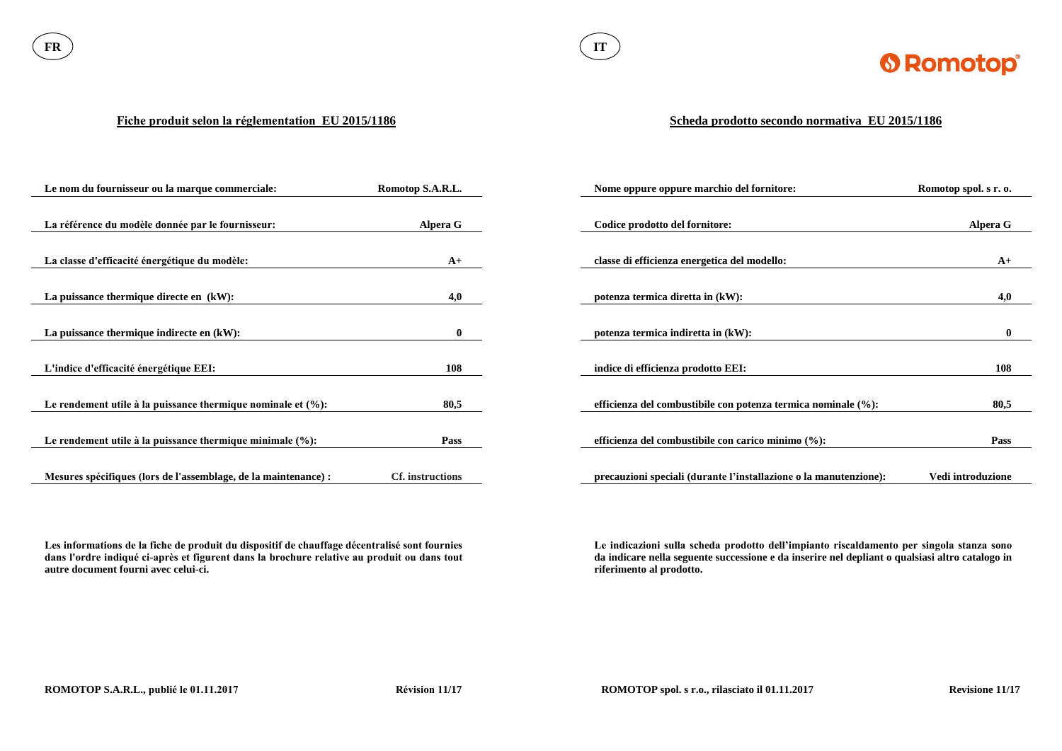FR

## Fiche produit selon la réglementation EU 2015/1186

| | |
|---|---|
| **Le nom du fournisseur ou la marque commerciale:** | **Romotop S.A.R.L.** |
| **La référence du modèle donnée par le fournisseur:** | **Alpera G** |
| **La classe d'efficacité énergétique du modèle:** | **A+** |
| **La puissance thermique directe en (kW):** | **4,0** |
| **La puissance thermique indirecte en (kW):** | **0** |
| **L'indice d'efficacité énergétique EEI:** | **108** |
| **Le rendement utile à la puissance thermique nominale et (%):** | **80,5** |
| **Le rendement utile à la puissance thermique minimale (%):** | **Pass** |
| **Mesures spécifiques (lors de l'assemblage, de la maintenance) :** | **Cf. instructions** |

**Les informations de la fiche de produit du dispositif de chauffage décentralisé sont fournies dans l'ordre indiqué ci-après et figurent dans la brochure relative au produit ou dans tout autre document fourni avec celui-ci.**

**ROMOTOP S.A.R.L., publié le 01.11.2017** **Révision 11/17**

IT

Romotop

## Scheda prodotto secondo normativa EU 2015/1186

| | |
|---|---|
| **Nome oppure oppure marchio del fornitore:** | **Romotop spol. s r. o.** |
| **Codice prodotto del fornitore:** | **Alpera G** |
| **classe di efficienza energetica del modello:** | **A+** |
| **potenza termica diretta in (kW):** | **4,0** |
| **potenza termica indiretta in (kW):** | **0** |
| **indice di efficienza prodotto EEI:** | **108** |
| **efficienza del combustibile con potenza termica nominale (%):** | **80,5** |
| **efficienza del combustibile con carico minimo (%):** | **Pass** |
| **precauzioni speciali (durante l'installazione o la manutenzione):** | **Vedi introduzione** |

**Le indicazioni sulla scheda prodotto dell'impianto riscaldamento per singola stanza sono da indicare nella seguente successione e da inserire nel depliant o qualsiasi altro catalogo in riferimento al prodotto.**

**ROMOTOP spol. s r.o., rilasciato il 01.11.2017** **Revisione 11/17**